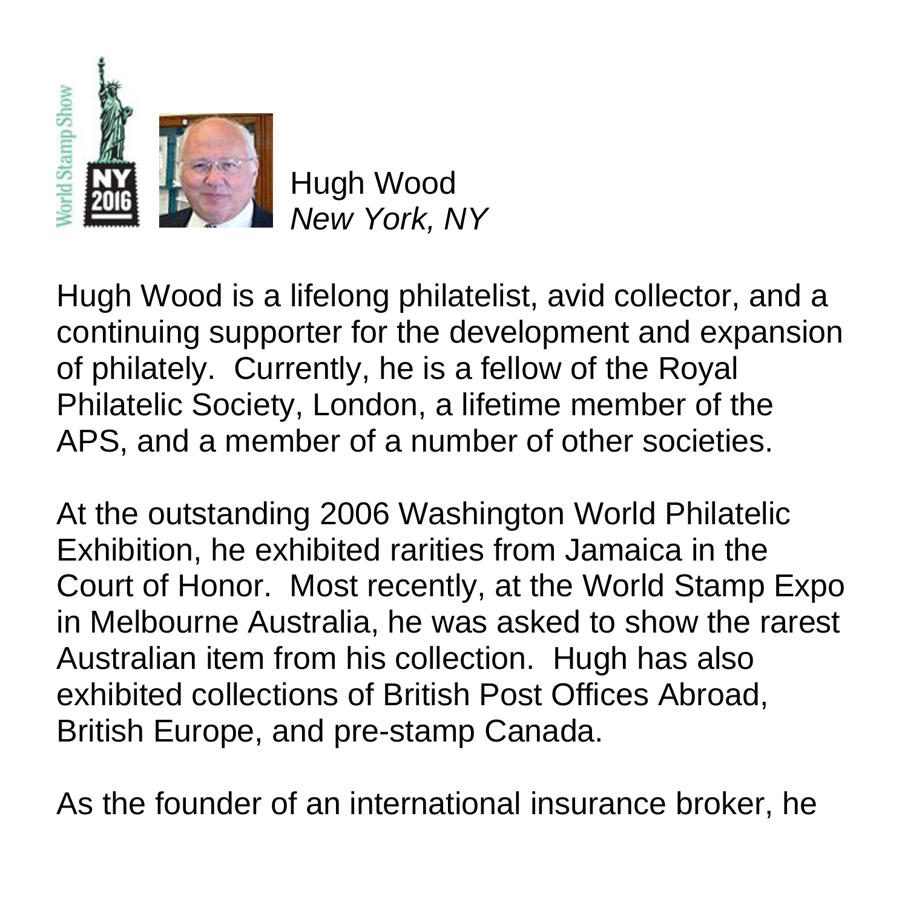Hugh Wood
*New York, NY*

Hugh Wood is a lifelong philatelist, avid collector, and a continuing supporter for the development and expansion of philately. Currently, he is a fellow of the Royal Philatelic Society, London, a lifetime member of the APS, and a member of a number of other societies.

At the outstanding 2006 Washington World Philatelic Exhibition, he exhibited rarities from Jamaica in the Court of Honor. Most recently, at the World Stamp Expo in Melbourne Australia, he was asked to show the rarest Australian item from his collection. Hugh has also exhibited collections of British Post Offices Abroad, British Europe, and pre-stamp Canada.

As the founder of an international insurance broker, he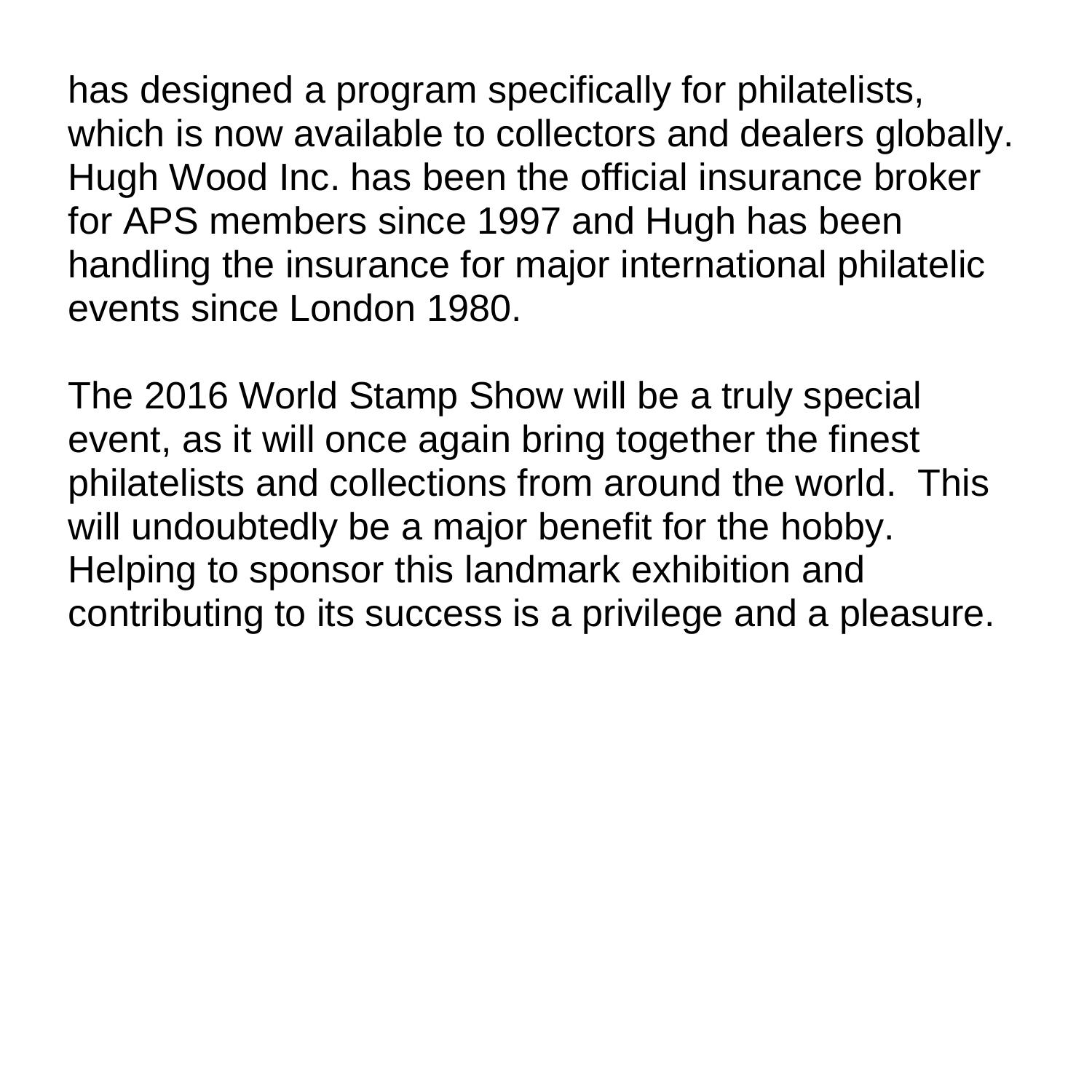has designed a program specifically for philatelists, which is now available to collectors and dealers globally. Hugh Wood Inc. has been the official insurance broker for APS members since 1997 and Hugh has been handling the insurance for major international philatelic events since London 1980.

The 2016 World Stamp Show will be a truly special event, as it will once again bring together the finest philatelists and collections from around the world. This will undoubtedly be a major benefit for the hobby. Helping to sponsor this landmark exhibition and contributing to its success is a privilege and a pleasure.